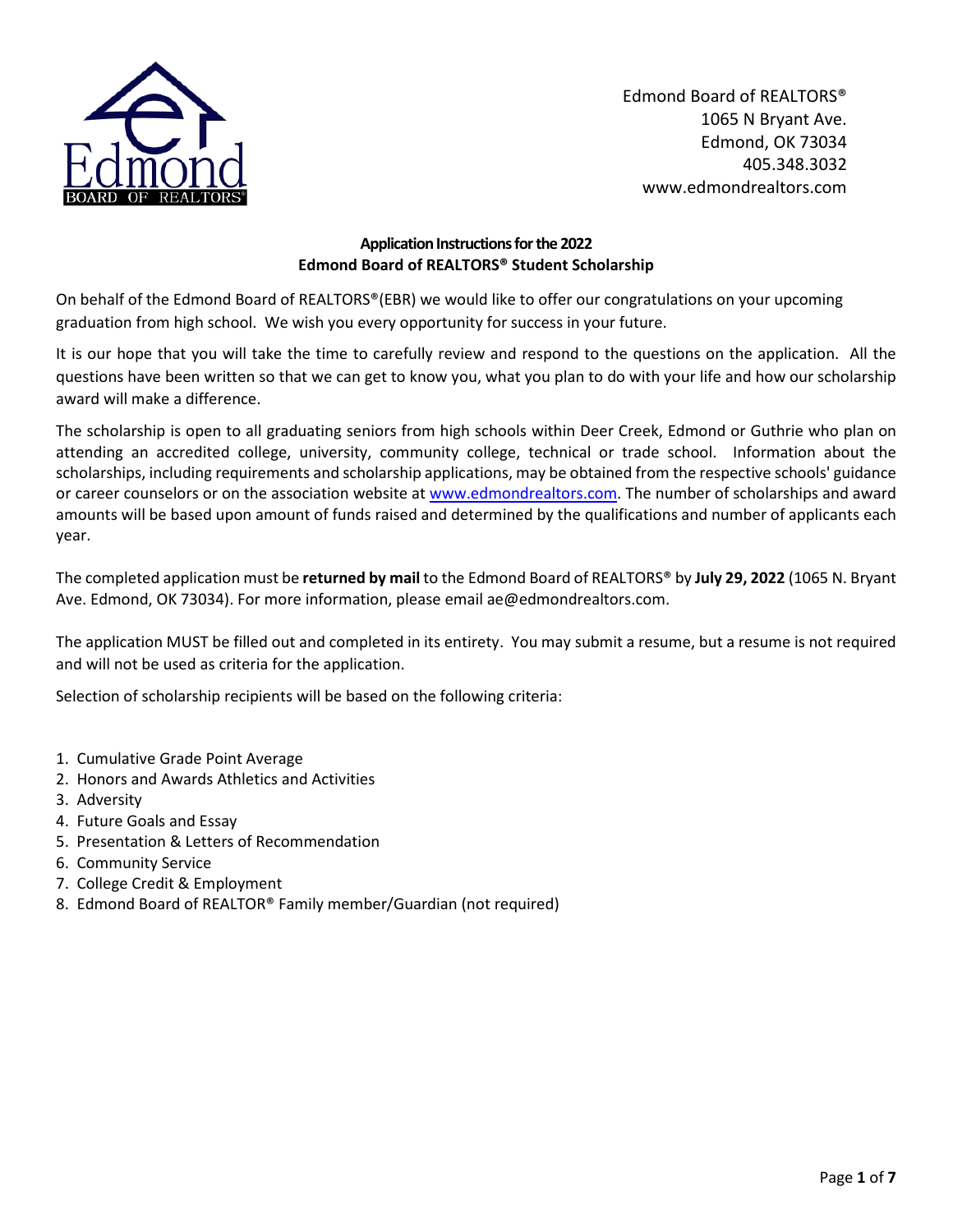Edmond Board of REALTORS®
1065 N Bryant Ave.
Edmond, OK 73034
405.348.3032
www.edmondrealtors.com

**Application Instructions for the 2022**
**Edmond Board of REALTORS® Student Scholarship**

On behalf of the Edmond Board of REALTORS®(EBR) we would like to offer our congratulations on your upcoming graduation from high school. We wish you every opportunity for success in your future.

It is our hope that you will take the time to carefully review and respond to the questions on the application. All the questions have been written so that we can get to know you, what you plan to do with your life and how our scholarship award will make a difference.

The scholarship is open to all graduating seniors from high schools within Deer Creek, Edmond or Guthrie who plan on attending an accredited college, university, community college, technical or trade school. Information about the scholarships, including requirements and scholarship applications, may be obtained from the respective schools' guidance or career counselors or on the association website at www.edmondrealtors.com. The number of scholarships and award amounts will be based upon amount of funds raised and determined by the qualifications and number of applicants each year.

The completed application must be **returned by mail** to the Edmond Board of REALTORS® by **July 29, 2022** (1065 N. Bryant Ave. Edmond, OK 73034). For more information, please email ae@edmondrealtors.com.

The application MUST be filled out and completed in its entirety. You may submit a resume, but a resume is not required and will not be used as criteria for the application.

Selection of scholarship recipients will be based on the following criteria:

1. Cumulative Grade Point Average
2. Honors and Awards Athletics and Activities
3. Adversity
4. Future Goals and Essay
5. Presentation & Letters of Recommendation
6. Community Service
7. College Credit & Employment
8. Edmond Board of REALTOR® Family member/Guardian (not required)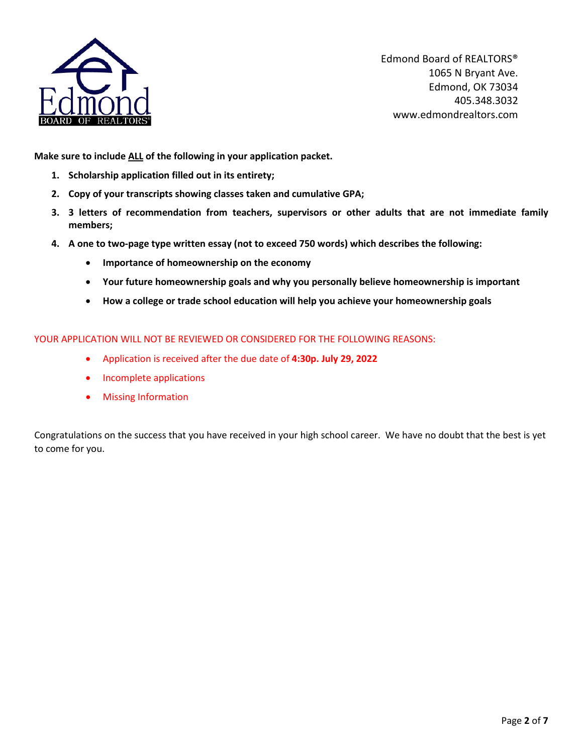Edmond Board of REALTORS®
1065 N Bryant Ave.
Edmond, OK 73034
405.348.3032
www.edmondrealtors.com

**Make sure to include ALL of the following in your application packet.**

1. **Scholarship application filled out in its entirety;**
2. **Copy of your transcripts showing classes taken and cumulative GPA;**
3. **3 letters of recommendation from teachers, supervisors or other adults that are not immediate family members;**
4. **A one to two-page type written essay (not to exceed 750 words) which describes the following:**
   - **Importance of homeownership on the economy**
   - **Your future homeownership goals and why you personally believe homeownership is important**
   - **How a college or trade school education will help you achieve your homeownership goals**

YOUR APPLICATION WILL NOT BE REVIEWED OR CONSIDERED FOR THE FOLLOWING REASONS:

- Application is received after the due date of **4:30p. July 29, 2022**
- Incomplete applications
- Missing Information

Congratulations on the success that you have received in your high school career. We have no doubt that the best is yet to come for you.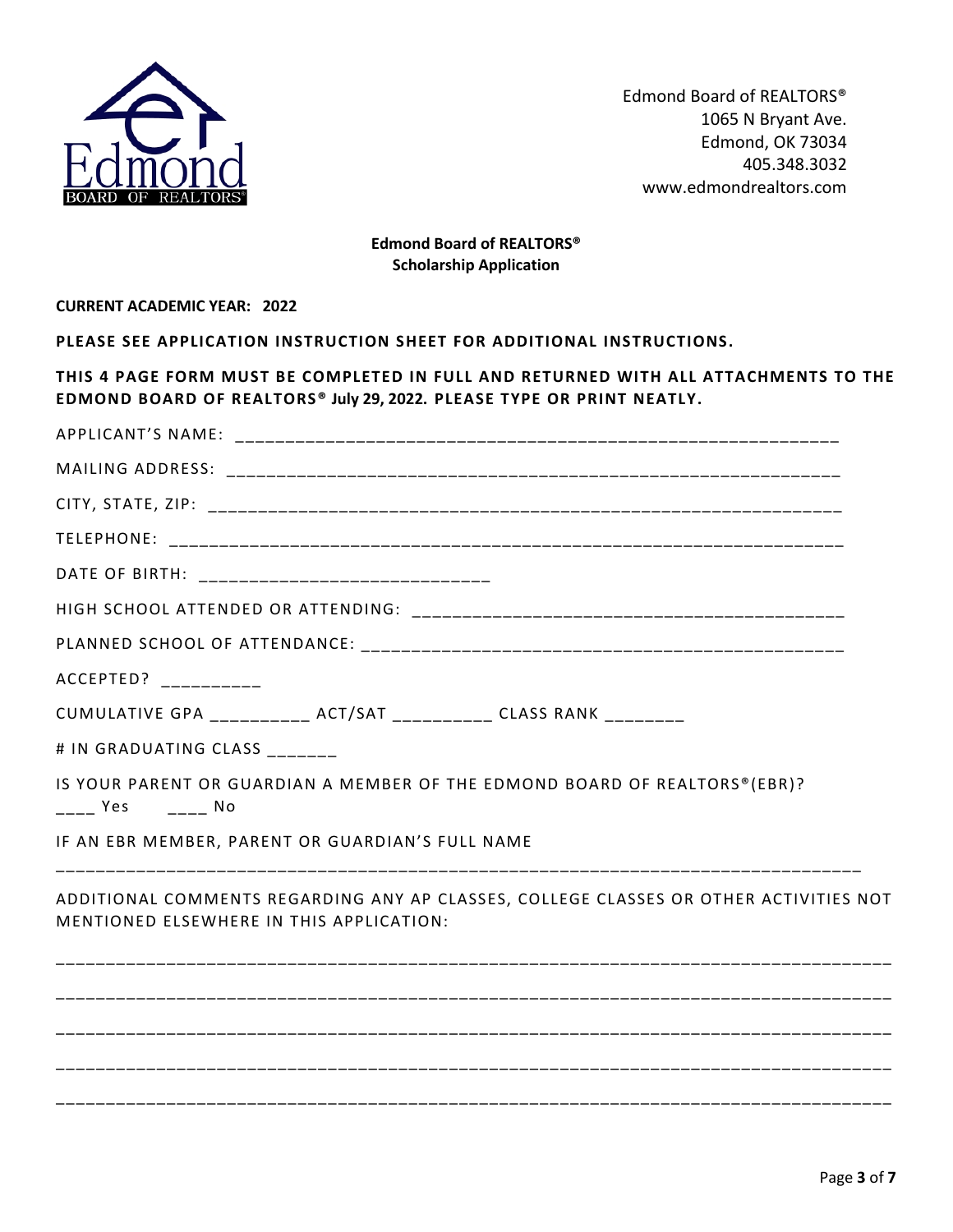Edmond Board of REALTORS®
1065 N Bryant Ave.
Edmond, OK 73034
405.348.3032
www.edmondrealtors.com

**Edmond Board of REALTORS®**
**Scholarship Application**

**CURRENT ACADEMIC YEAR: 2022**

**PLEASE SEE APPLICATION INSTRUCTION SHEET FOR ADDITIONAL INSTRUCTIONS.**

**THIS 4 PAGE FORM MUST BE COMPLETED IN FULL AND RETURNED WITH ALL ATTACHMENTS TO THE EDMOND BOARD OF REALTORS® July 29, 2022. PLEASE TYPE OR PRINT NEATLY.**

APPLICANT'S NAME: ____________________________________________________________

MAILING ADDRESS: ____________________________________________________________

CITY, STATE, ZIP: ____________________________________________________________

TELEPHONE: ____________________________________________________________

DATE OF BIRTH: ____________________________

HIGH SCHOOL ATTENDED OR ATTENDING: __________________________________________

PLANNED SCHOOL OF ATTENDANCE: ______________________________________________

ACCEPTED? __________

CUMULATIVE GPA __________ ACT/SAT __________ CLASS RANK ________

# IN GRADUATING CLASS _______

IS YOUR PARENT OR GUARDIAN A MEMBER OF THE EDMOND BOARD OF REALTORS®(EBR)?
____ Yes ____ No

IF AN EBR MEMBER, PARENT OR GUARDIAN'S FULL NAME

______________________________________________________________________________

ADDITIONAL COMMENTS REGARDING ANY AP CLASSES, COLLEGE CLASSES OR OTHER ACTIVITIES NOT MENTIONED ELSEWHERE IN THIS APPLICATION:

______________________________________________________________________________

______________________________________________________________________________

______________________________________________________________________________

______________________________________________________________________________

______________________________________________________________________________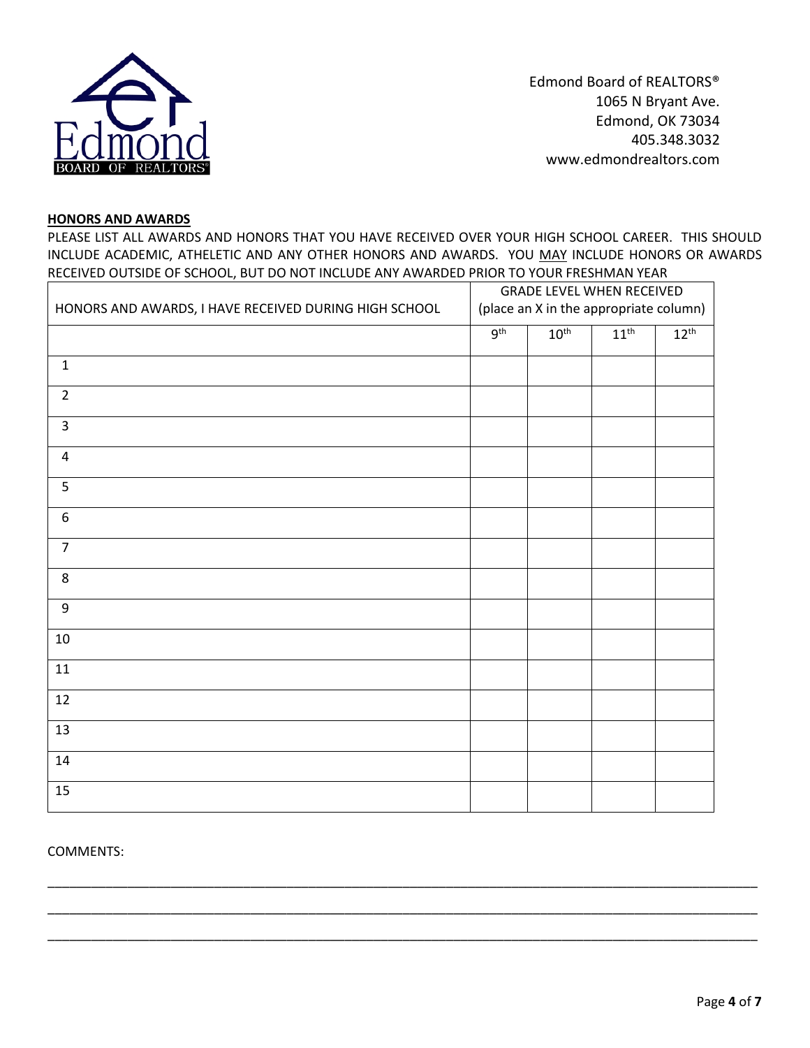Edmond Board of REALTORS®
1065 N Bryant Ave.
Edmond, OK 73034
405.348.3032
www.edmondrealtors.com

**HONORS AND AWARDS**

PLEASE LIST ALL AWARDS AND HONORS THAT YOU HAVE RECEIVED OVER YOUR HIGH SCHOOL CAREER. THIS SHOULD INCLUDE ACADEMIC, ATHELETIC AND ANY OTHER HONORS AND AWARDS. YOU MAY INCLUDE HONORS OR AWARDS RECEIVED OUTSIDE OF SCHOOL, BUT DO NOT INCLUDE ANY AWARDED PRIOR TO YOUR FRESHMAN YEAR

| HONORS AND AWARDS, I HAVE RECEIVED DURING HIGH SCHOOL | GRADE LEVEL WHEN RECEIVED (place an X in the appropriate column) | | | |
|---|---|---|---|---|
| | 9th | 10th | 11th | 12th |
| 1 | | | | |
| 2 | | | | |
| 3 | | | | |
| 4 | | | | |
| 5 | | | | |
| 6 | | | | |
| 7 | | | | |
| 8 | | | | |
| 9 | | | | |
| 10 | | | | |
| 11 | | | | |
| 12 | | | | |
| 13 | | | | |
| 14 | | | | |
| 15 | | | | |

COMMENTS:

______________________________________________________________________________________________

______________________________________________________________________________________________

______________________________________________________________________________________________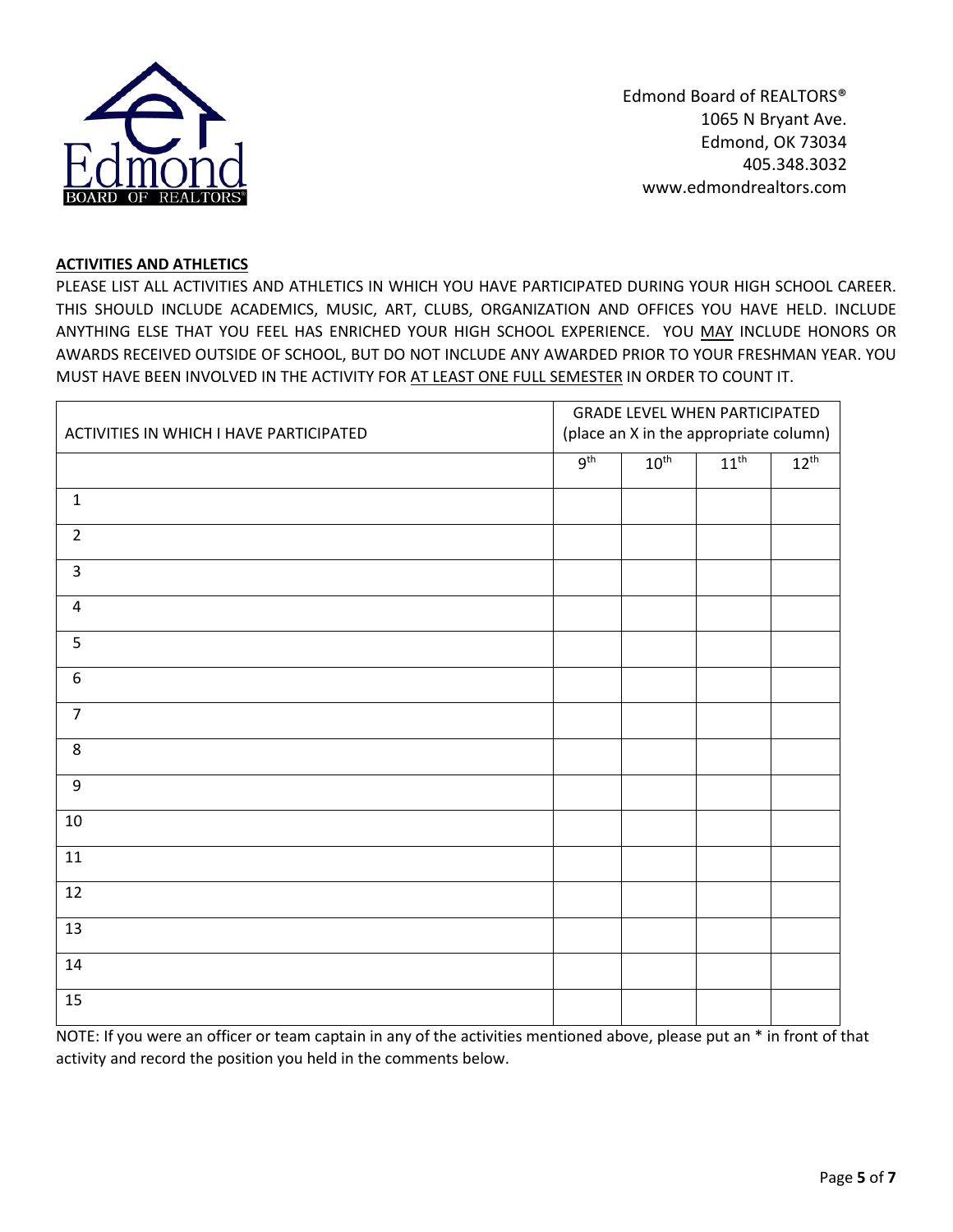Edmond Board of REALTORS®
1065 N Bryant Ave.
Edmond, OK 73034
405.348.3032
www.edmondrealtors.com

**ACTIVITIES AND ATHLETICS**

PLEASE LIST ALL ACTIVITIES AND ATHLETICS IN WHICH YOU HAVE PARTICIPATED DURING YOUR HIGH SCHOOL CAREER. THIS SHOULD INCLUDE ACADEMICS, MUSIC, ART, CLUBS, ORGANIZATION AND OFFICES YOU HAVE HELD. INCLUDE ANYTHING ELSE THAT YOU FEEL HAS ENRICHED YOUR HIGH SCHOOL EXPERIENCE. YOU MAY INCLUDE HONORS OR AWARDS RECEIVED OUTSIDE OF SCHOOL, BUT DO NOT INCLUDE ANY AWARDED PRIOR TO YOUR FRESHMAN YEAR. YOU MUST HAVE BEEN INVOLVED IN THE ACTIVITY FOR AT LEAST ONE FULL SEMESTER IN ORDER TO COUNT IT.

| ACTIVITIES IN WHICH I HAVE PARTICIPATED | GRADE LEVEL WHEN PARTICIPATED (place an X in the appropriate column) | | | |
|---|---|---|---|---|
| | 9th | 10th | 11th | 12th |
| 1 | | | | |
| 2 | | | | |
| 3 | | | | |
| 4 | | | | |
| 5 | | | | |
| 6 | | | | |
| 7 | | | | |
| 8 | | | | |
| 9 | | | | |
| 10 | | | | |
| 11 | | | | |
| 12 | | | | |
| 13 | | | | |
| 14 | | | | |
| 15 | | | | |

NOTE: If you were an officer or team captain in any of the activities mentioned above, please put an * in front of that activity and record the position you held in the comments below.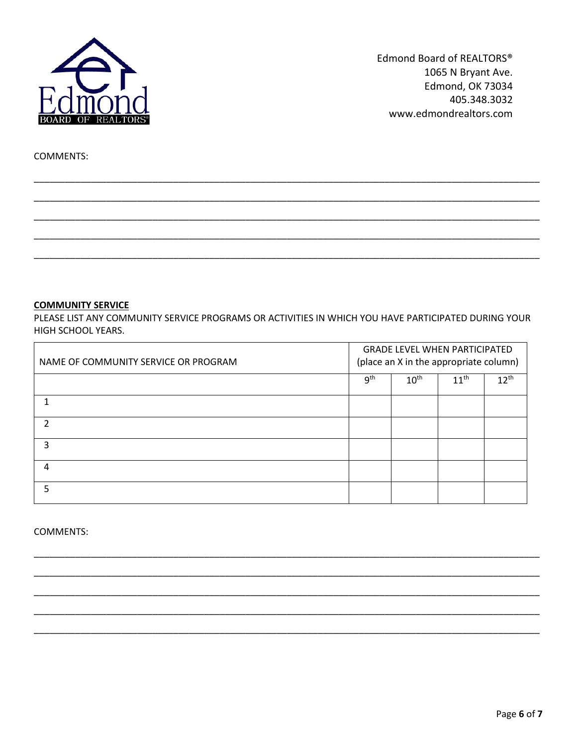Edmond Board of REALTORS®
1065 N Bryant Ave.
Edmond, OK 73034
405.348.3032
www.edmondrealtors.com

COMMENTS:

\_\_\_\_\_\_\_\_\_\_\_\_\_\_\_\_\_\_\_\_\_\_\_\_\_\_\_\_\_\_\_\_\_\_\_\_\_\_\_\_\_\_\_\_\_\_\_\_\_\_\_\_\_\_\_\_\_\_\_\_\_\_\_\_\_\_\_\_\_\_\_\_\_\_\_\_\_\_

\_\_\_\_\_\_\_\_\_\_\_\_\_\_\_\_\_\_\_\_\_\_\_\_\_\_\_\_\_\_\_\_\_\_\_\_\_\_\_\_\_\_\_\_\_\_\_\_\_\_\_\_\_\_\_\_\_\_\_\_\_\_\_\_\_\_\_\_\_\_\_\_\_\_\_\_\_\_

\_\_\_\_\_\_\_\_\_\_\_\_\_\_\_\_\_\_\_\_\_\_\_\_\_\_\_\_\_\_\_\_\_\_\_\_\_\_\_\_\_\_\_\_\_\_\_\_\_\_\_\_\_\_\_\_\_\_\_\_\_\_\_\_\_\_\_\_\_\_\_\_\_\_\_\_\_\_

\_\_\_\_\_\_\_\_\_\_\_\_\_\_\_\_\_\_\_\_\_\_\_\_\_\_\_\_\_\_\_\_\_\_\_\_\_\_\_\_\_\_\_\_\_\_\_\_\_\_\_\_\_\_\_\_\_\_\_\_\_\_\_\_\_\_\_\_\_\_\_\_\_\_\_\_\_\_

\_\_\_\_\_\_\_\_\_\_\_\_\_\_\_\_\_\_\_\_\_\_\_\_\_\_\_\_\_\_\_\_\_\_\_\_\_\_\_\_\_\_\_\_\_\_\_\_\_\_\_\_\_\_\_\_\_\_\_\_\_\_\_\_\_\_\_\_\_\_\_\_\_\_\_\_\_\_

**COMMUNITY SERVICE**

PLEASE LIST ANY COMMUNITY SERVICE PROGRAMS OR ACTIVITIES IN WHICH YOU HAVE PARTICIPATED DURING YOUR HIGH SCHOOL YEARS.

| NAME OF COMMUNITY SERVICE OR PROGRAM | GRADE LEVEL WHEN PARTICIPATED (place an X in the appropriate column) | | | |
|---|---|---|---|---|
| | 9th | 10th | 11th | 12th |
| 1 | | | | |
| 2 | | | | |
| 3 | | | | |
| 4 | | | | |
| 5 | | | | |

COMMENTS:

\_\_\_\_\_\_\_\_\_\_\_\_\_\_\_\_\_\_\_\_\_\_\_\_\_\_\_\_\_\_\_\_\_\_\_\_\_\_\_\_\_\_\_\_\_\_\_\_\_\_\_\_\_\_\_\_\_\_\_\_\_\_\_\_\_\_\_\_\_\_\_\_\_\_\_\_\_\_

\_\_\_\_\_\_\_\_\_\_\_\_\_\_\_\_\_\_\_\_\_\_\_\_\_\_\_\_\_\_\_\_\_\_\_\_\_\_\_\_\_\_\_\_\_\_\_\_\_\_\_\_\_\_\_\_\_\_\_\_\_\_\_\_\_\_\_\_\_\_\_\_\_\_\_\_\_\_

\_\_\_\_\_\_\_\_\_\_\_\_\_\_\_\_\_\_\_\_\_\_\_\_\_\_\_\_\_\_\_\_\_\_\_\_\_\_\_\_\_\_\_\_\_\_\_\_\_\_\_\_\_\_\_\_\_\_\_\_\_\_\_\_\_\_\_\_\_\_\_\_\_\_\_\_\_\_

\_\_\_\_\_\_\_\_\_\_\_\_\_\_\_\_\_\_\_\_\_\_\_\_\_\_\_\_\_\_\_\_\_\_\_\_\_\_\_\_\_\_\_\_\_\_\_\_\_\_\_\_\_\_\_\_\_\_\_\_\_\_\_\_\_\_\_\_\_\_\_\_\_\_\_\_\_\_

\_\_\_\_\_\_\_\_\_\_\_\_\_\_\_\_\_\_\_\_\_\_\_\_\_\_\_\_\_\_\_\_\_\_\_\_\_\_\_\_\_\_\_\_\_\_\_\_\_\_\_\_\_\_\_\_\_\_\_\_\_\_\_\_\_\_\_\_\_\_\_\_\_\_\_\_\_\_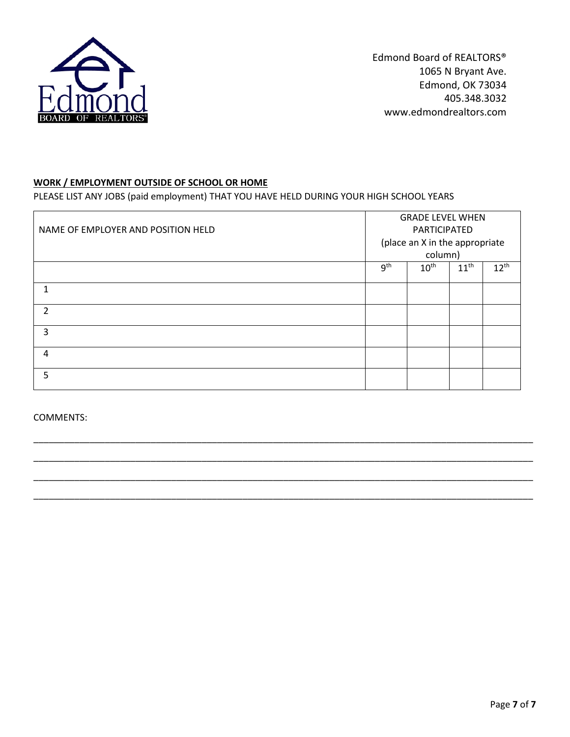Edmond Board of REALTORS®
1065 N Bryant Ave.
Edmond, OK 73034
405.348.3032
www.edmondrealtors.com

**WORK / EMPLOYMENT OUTSIDE OF SCHOOL OR HOME**

PLEASE LIST ANY JOBS (paid employment) THAT YOU HAVE HELD DURING YOUR HIGH SCHOOL YEARS

| NAME OF EMPLOYER AND POSITION HELD | GRADE LEVEL WHEN PARTICIPATED (place an X in the appropriate column) | | | |
|---|---|---|---|---|
| | 9th | 10th | 11th | 12th |
| 1 | | | | |
| 2 | | | | |
| 3 | | | | |
| 4 | | | | |
| 5 | | | | |

COMMENTS:

______________________________________________________________________________________________

______________________________________________________________________________________________

______________________________________________________________________________________________

______________________________________________________________________________________________